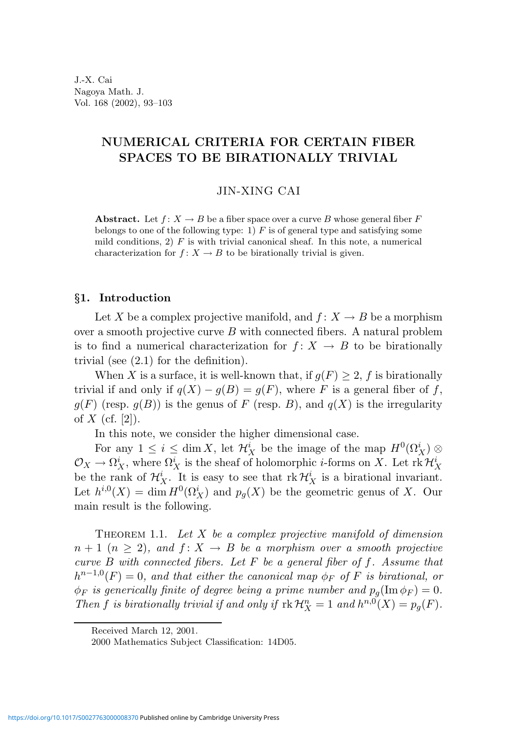J.-X. Cai
Nagoya Math. J.
Vol. 168 (2002), 93–103

# NUMERICAL CRITERIA FOR CERTAIN FIBER SPACES TO BE BIRATIONALLY TRIVIAL

JIN-XING CAI

**Abstract.** Let $f\colon X \to B$ be a fiber space over a curve $B$ whose general fiber $F$ belongs to one of the following type: 1) $F$ is of general type and satisfying some mild conditions, 2) $F$ is with trivial canonical sheaf. In this note, a numerical characterization for $f\colon X \to B$ to be birationally trivial is given.

## §1. Introduction

Let $X$ be a complex projective manifold, and $f\colon X \to B$ be a morphism over a smooth projective curve $B$ with connected fibers. A natural problem is to find a numerical characterization for $f\colon X \to B$ to be birationally trivial (see (2.1) for the definition).

When $X$ is a surface, it is well-known that, if $g(F) \geq 2$, $f$ is birationally trivial if and only if $q(X) - g(B) = g(F)$, where $F$ is a general fiber of $f$, $g(F)$ (resp. $g(B)$) is the genus of $F$ (resp. $B$), and $q(X)$ is the irregularity of $X$ (cf. [2]).

In this note, we consider the higher dimensional case.

For any $1 \leq i \leq \dim X$, let $\mathcal{H}_X^i$ be the image of the map $H^0(\Omega_X^i) \otimes \mathcal{O}_X \to \Omega_X^i$, where $\Omega_X^i$ is the sheaf of holomorphic $i$-forms on $X$. Let $\operatorname{rk} \mathcal{H}_X^i$ be the rank of $\mathcal{H}_X^i$. It is easy to see that $\operatorname{rk} \mathcal{H}_X^i$ is a birational invariant. Let $h^{i,0}(X) = \dim H^0(\Omega_X^i)$ and $p_g(X)$ be the geometric genus of $X$. Our main result is the following.

Theorem 1.1. *Let $X$ be a complex projective manifold of dimension $n+1$ $(n \geq 2)$, and $f\colon X \to B$ be a morphism over a smooth projective curve $B$ with connected fibers. Let $F$ be a general fiber of $f$. Assume that $h^{n-1,0}(F) = 0$, and that either the canonical map $\phi_F$ of $F$ is birational, or $\phi_F$ is generically finite of degree being a prime number and $p_g(\operatorname{Im} \phi_F) = 0$. Then $f$ is birationally trivial if and only if $\operatorname{rk} \mathcal{H}_X^n = 1$ and $h^{n,0}(X) = p_g(F)$.*

Received March 12, 2001.
2000 Mathematics Subject Classification: 14D05.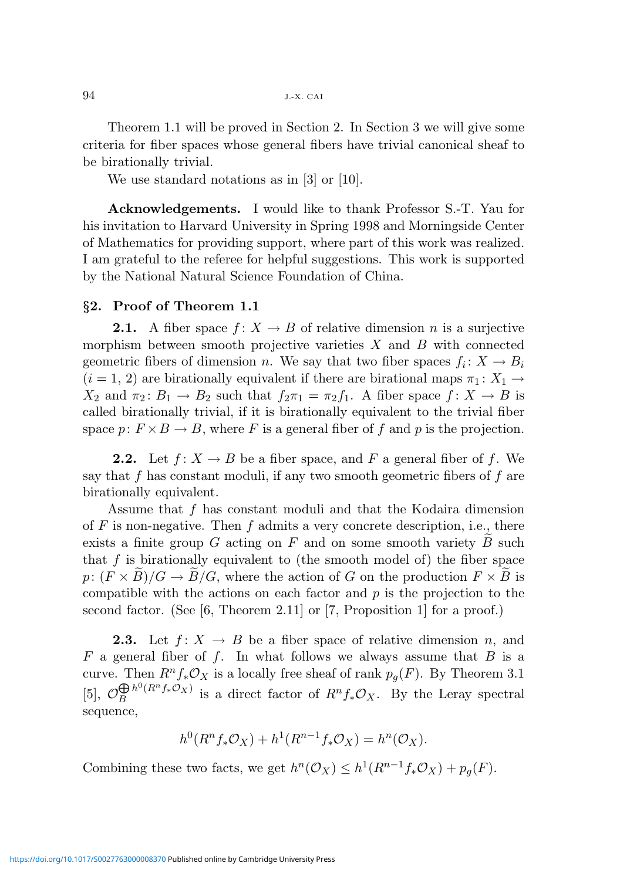Theorem 1.1 will be proved in Section 2. In Section 3 we will give some criteria for fiber spaces whose general fibers have trivial canonical sheaf to be birationally trivial.

We use standard notations as in [3] or [10].

**Acknowledgements.** I would like to thank Professor S.-T. Yau for his invitation to Harvard University in Spring 1998 and Morningside Center of Mathematics for providing support, where part of this work was realized. I am grateful to the referee for helpful suggestions. This work is supported by the National Natural Science Foundation of China.

## §2. Proof of Theorem 1.1

**2.1.** A fiber space $f\colon X \to B$ of relative dimension $n$ is a surjective morphism between smooth projective varieties $X$ and $B$ with connected geometric fibers of dimension $n$. We say that two fiber spaces $f_i\colon X \to B_i$ $(i = 1, 2)$ are birationally equivalent if there are birational maps $\pi_1\colon X_1 \to X_2$ and $\pi_2\colon B_1 \to B_2$ such that $f_2\pi_1 = \pi_2 f_1$. A fiber space $f\colon X \to B$ is called birationally trivial, if it is birationally equivalent to the trivial fiber space $p\colon F \times B \to B$, where $F$ is a general fiber of $f$ and $p$ is the projection.

**2.2.** Let $f\colon X \to B$ be a fiber space, and $F$ a general fiber of $f$. We say that $f$ has constant moduli, if any two smooth geometric fibers of $f$ are birationally equivalent.

Assume that $f$ has constant moduli and that the Kodaira dimension of $F$ is non-negative. Then $f$ admits a very concrete description, i.e., there exists a finite group $G$ acting on $F$ and on some smooth variety $\widetilde{B}$ such that $f$ is birationally equivalent to (the smooth model of) the fiber space $p\colon (F \times \widetilde{B})/G \to \widetilde{B}/G$, where the action of $G$ on the production $F \times \widetilde{B}$ is compatible with the actions on each factor and $p$ is the projection to the second factor. (See [6, Theorem 2.11] or [7, Proposition 1] for a proof.)

**2.3.** Let $f\colon X \to B$ be a fiber space of relative dimension $n$, and $F$ a general fiber of $f$. In what follows we always assume that $B$ is a curve. Then $R^n f_*\mathcal{O}_X$ is a locally free sheaf of rank $p_g(F)$. By Theorem 3.1 [5], $\mathcal{O}_B^{\bigoplus h^0(R^n f_*\mathcal{O}_X)}$ is a direct factor of $R^n f_*\mathcal{O}_X$. By the Leray spectral sequence,

$$h^0(R^n f_*\mathcal{O}_X) + h^1(R^{n-1} f_*\mathcal{O}_X) = h^n(\mathcal{O}_X).$$

Combining these two facts, we get $h^n(\mathcal{O}_X) \leq h^1(R^{n-1} f_*\mathcal{O}_X) + p_g(F)$.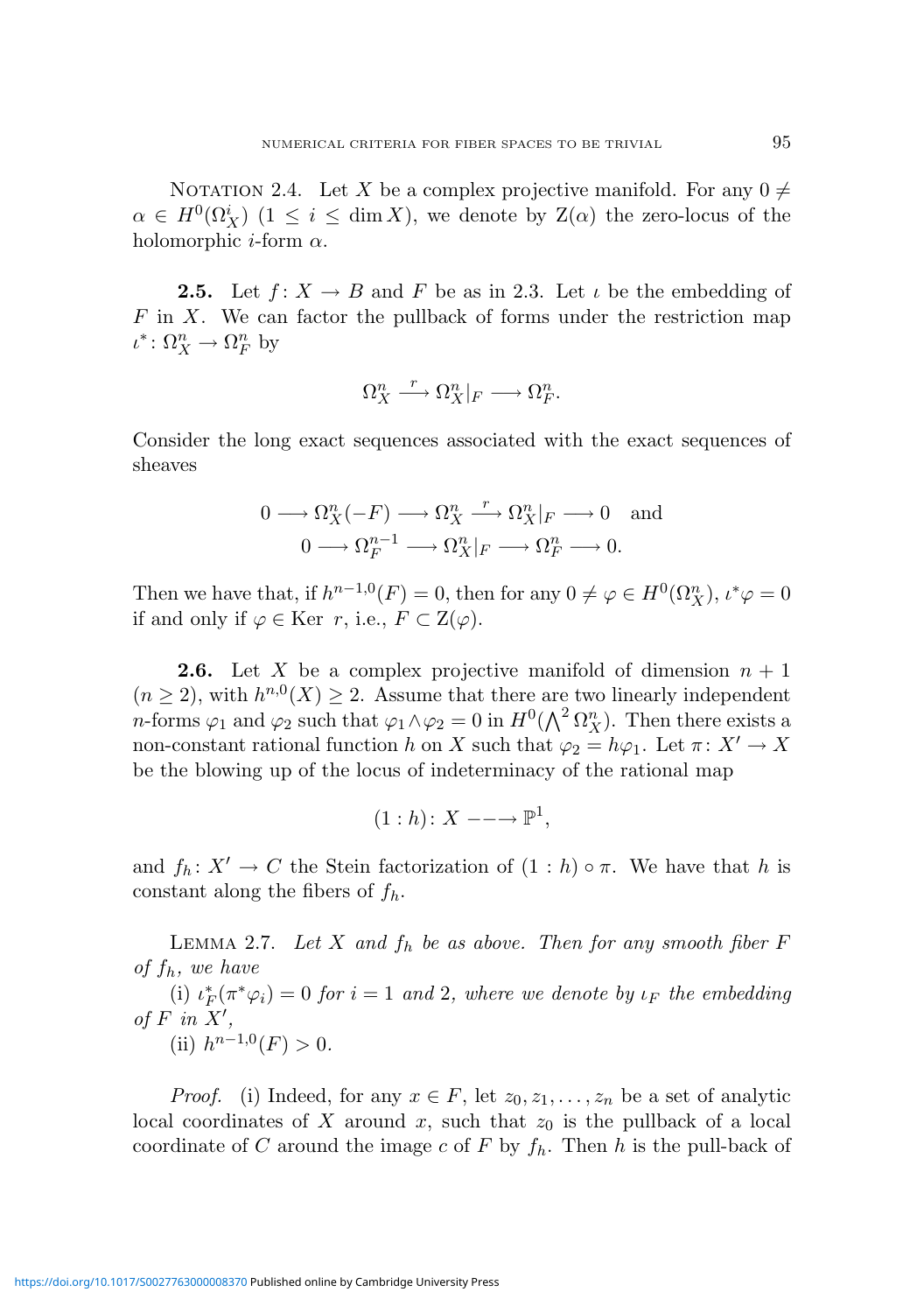Notation 2.4. Let $X$ be a complex projective manifold. For any $0 \neq \alpha \in H^0(\Omega_X^i)$ $(1 \leq i \leq \dim X)$, we denote by $\mathrm{Z}(\alpha)$ the zero-locus of the holomorphic $i$-form $\alpha$.

**2.5.** Let $f\colon X \to B$ and $F$ be as in 2.3. Let $\iota$ be the embedding of $F$ in $X$. We can factor the pullback of forms under the restriction map $\iota^*\colon \Omega_X^n \to \Omega_F^n$ by

$$\Omega_X^n \xrightarrow{\ r\ } \Omega_X^n|_F \longrightarrow \Omega_F^n.$$

Consider the long exact sequences associated with the exact sequences of sheaves

$$0 \longrightarrow \Omega_X^n(-F) \longrightarrow \Omega_X^n \xrightarrow{\ r\ } \Omega_X^n|_F \longrightarrow 0 \quad \text{and}$$
$$0 \longrightarrow \Omega_F^{n-1} \longrightarrow \Omega_X^n|_F \longrightarrow \Omega_F^n \longrightarrow 0.$$

Then we have that, if $h^{n-1,0}(F) = 0$, then for any $0 \neq \varphi \in H^0(\Omega_X^n)$, $\iota^*\varphi = 0$ if and only if $\varphi \in \operatorname{Ker}\ r$, i.e., $F \subset \mathrm{Z}(\varphi)$.

**2.6.** Let $X$ be a complex projective manifold of dimension $n+1$ $(n \geq 2)$, with $h^{n,0}(X) \geq 2$. Assume that there are two linearly independent $n$-forms $\varphi_1$ and $\varphi_2$ such that $\varphi_1 \wedge \varphi_2 = 0$ in $H^0(\bigwedge^2 \Omega_X^n)$. Then there exists a non-constant rational function $h$ on $X$ such that $\varphi_2 = h\varphi_1$. Let $\pi\colon X' \to X$ be the blowing up of the locus of indeterminacy of the rational map

$$(1:h)\colon X \dashrightarrow \mathbb{P}^1,$$

and $f_h\colon X' \to C$ the Stein factorization of $(1:h) \circ \pi$. We have that $h$ is constant along the fibers of $f_h$.

Lemma 2.7. *Let $X$ and $f_h$ be as above. Then for any smooth fiber $F$ of $f_h$, we have*

(i) *$\iota_F^*(\pi^*\varphi_i) = 0$ for $i = 1$ and $2$, where we denote by $\iota_F$ the embedding of $F$ in $X'$,*

(ii) *$h^{n-1,0}(F) > 0$.*

*Proof.* (i) Indeed, for any $x \in F$, let $z_0, z_1, \ldots, z_n$ be a set of analytic local coordinates of $X$ around $x$, such that $z_0$ is the pullback of a local coordinate of $C$ around the image $c$ of $F$ by $f_h$. Then $h$ is the pull-back of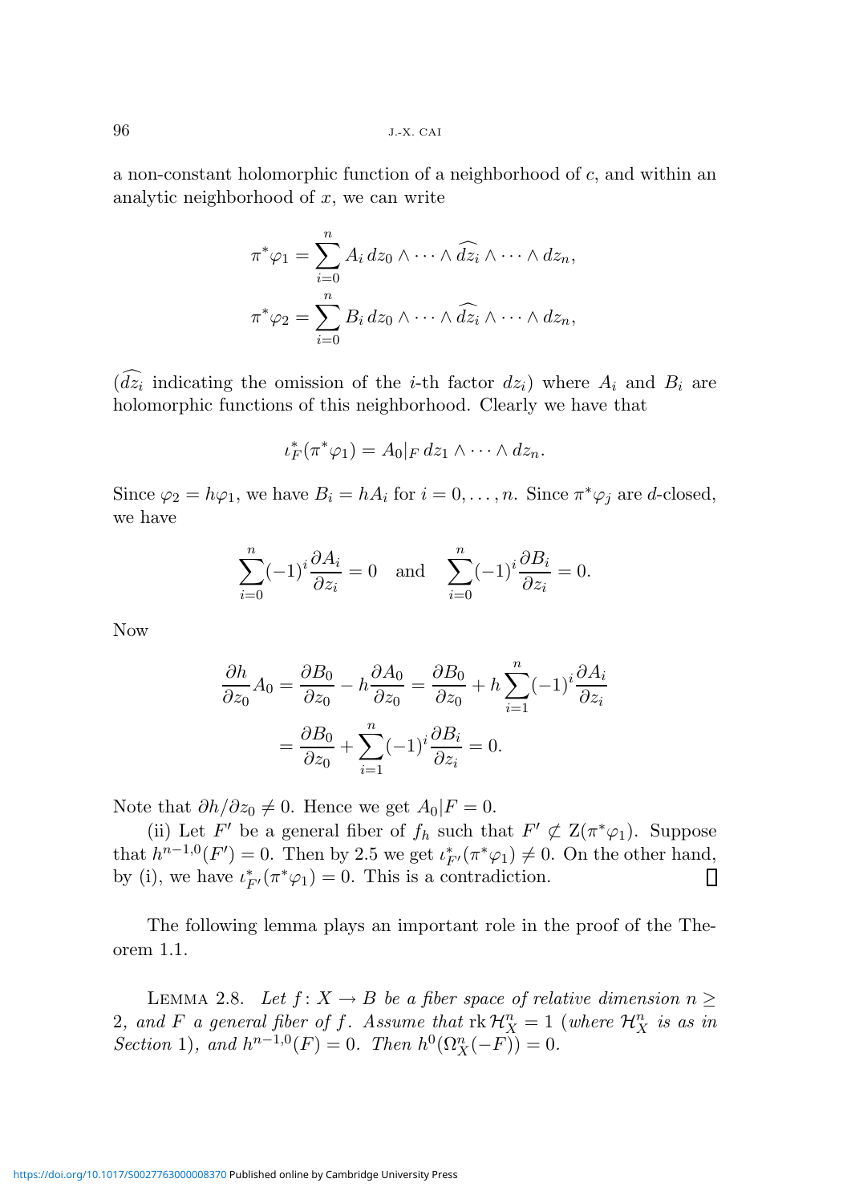a non-constant holomorphic function of a neighborhood of $c$, and within an analytic neighborhood of $x$, we can write

$$\pi^*\varphi_1 = \sum_{i=0}^{n} A_i \, dz_0 \wedge \cdots \wedge \widehat{dz_i} \wedge \cdots \wedge dz_n,$$

$$\pi^*\varphi_2 = \sum_{i=0}^{n} B_i \, dz_0 \wedge \cdots \wedge \widehat{dz_i} \wedge \cdots \wedge dz_n,$$

($\widehat{dz_i}$ indicating the omission of the $i$-th factor $dz_i$) where $A_i$ and $B_i$ are holomorphic functions of this neighborhood. Clearly we have that

$$\iota_F^*(\pi^*\varphi_1) = A_0|_F \, dz_1 \wedge \cdots \wedge dz_n.$$

Since $\varphi_2 = h\varphi_1$, we have $B_i = hA_i$ for $i = 0, \ldots, n$. Since $\pi^*\varphi_j$ are $d$-closed, we have

$$\sum_{i=0}^{n} (-1)^i \frac{\partial A_i}{\partial z_i} = 0 \quad \text{and} \quad \sum_{i=0}^{n} (-1)^i \frac{\partial B_i}{\partial z_i} = 0.$$

Now

$$\begin{aligned} \frac{\partial h}{\partial z_0} A_0 = \frac{\partial B_0}{\partial z_0} - h\frac{\partial A_0}{\partial z_0} &= \frac{\partial B_0}{\partial z_0} + h\sum_{i=1}^{n} (-1)^i \frac{\partial A_i}{\partial z_i} \\ &= \frac{\partial B_0}{\partial z_0} + \sum_{i=1}^{n} (-1)^i \frac{\partial B_i}{\partial z_i} = 0. \end{aligned}$$

Note that $\partial h / \partial z_0 \neq 0$. Hence we get $A_0 | F = 0$.

(ii) Let $F'$ be a general fiber of $f_h$ such that $F' \not\subset \mathrm{Z}(\pi^*\varphi_1)$. Suppose that $h^{n-1,0}(F') = 0$. Then by 2.5 we get $\iota_{F'}^*(\pi^*\varphi_1) \neq 0$. On the other hand, by (i), we have $\iota_{F'}^*(\pi^*\varphi_1) = 0$. This is a contradiction. $\square$

The following lemma plays an important role in the proof of the Theorem 1.1.

Lemma 2.8. *Let $f \colon X \to B$ be a fiber space of relative dimension $n \geq 2$, and $F$ a general fiber of $f$. Assume that $\operatorname{rk} \mathcal{H}_X^n = 1$ (where $\mathcal{H}_X^n$ is as in Section 1), and $h^{n-1,0}(F) = 0$. Then $h^0(\Omega_X^n(-F)) = 0$.*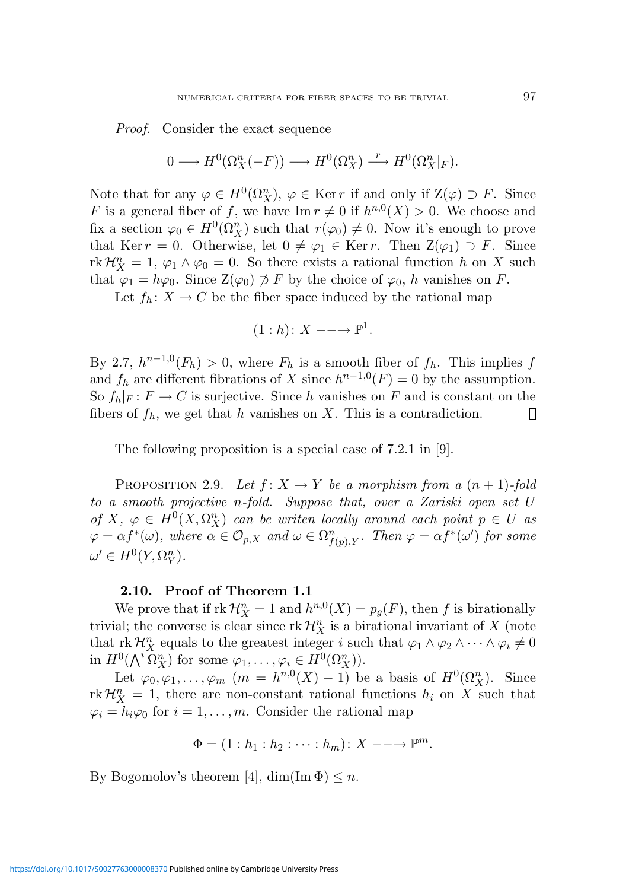*Proof.* Consider the exact sequence

$$0 \longrightarrow H^0(\Omega_X^n(-F)) \longrightarrow H^0(\Omega_X^n) \xrightarrow{\ r\ } H^0(\Omega_X^n|_F).$$

Note that for any $\varphi \in H^0(\Omega_X^n)$, $\varphi \in \operatorname{Ker} r$ if and only if $\mathrm{Z}(\varphi) \supset F$. Since $F$ is a general fiber of $f$, we have $\operatorname{Im} r \neq 0$ if $h^{n,0}(X) > 0$. We choose and fix a section $\varphi_0 \in H^0(\Omega_X^n)$ such that $r(\varphi_0) \neq 0$. Now it's enough to prove that $\operatorname{Ker} r = 0$. Otherwise, let $0 \neq \varphi_1 \in \operatorname{Ker} r$. Then $\mathrm{Z}(\varphi_1) \supset F$. Since $\operatorname{rk} \mathcal{H}_X^n = 1$, $\varphi_1 \wedge \varphi_0 = 0$. So there exists a rational function $h$ on $X$ such that $\varphi_1 = h\varphi_0$. Since $\mathrm{Z}(\varphi_0) \not\supset F$ by the choice of $\varphi_0$, $h$ vanishes on $F$.

Let $f_h \colon X \to C$ be the fiber space induced by the rational map

$$(1 : h) \colon X \dashrightarrow \mathbb{P}^1.$$

By 2.7, $h^{n-1,0}(F_h) > 0$, where $F_h$ is a smooth fiber of $f_h$. This implies $f$ and $f_h$ are different fibrations of $X$ since $h^{n-1,0}(F) = 0$ by the assumption. So $f_h|_F \colon F \to C$ is surjective. Since $h$ vanishes on $F$ and is constant on the fibers of $f_h$, we get that $h$ vanishes on $X$. This is a contradiction. $\square$

The following proposition is a special case of 7.2.1 in [9].

Proposition 2.9. *Let $f \colon X \to Y$ be a morphism from a $(n+1)$-fold to a smooth projective $n$-fold. Suppose that, over a Zariski open set $U$ of $X$, $\varphi \in H^0(X, \Omega_X^n)$ can be writen locally around each point $p \in U$ as $\varphi = \alpha f^*(\omega)$, where $\alpha \in \mathcal{O}_{p,X}$ and $\omega \in \Omega^n_{f(p),Y}$. Then $\varphi = \alpha f^*(\omega')$ for some $\omega' \in H^0(Y, \Omega_Y^n)$.*

### 2.10. Proof of Theorem 1.1

We prove that if $\operatorname{rk} \mathcal{H}_X^n = 1$ and $h^{n,0}(X) = p_g(F)$, then $f$ is birationally trivial; the converse is clear since $\operatorname{rk} \mathcal{H}_X^n$ is a birational invariant of $X$ (note that $\operatorname{rk} \mathcal{H}_X^n$ equals to the greatest integer $i$ such that $\varphi_1 \wedge \varphi_2 \wedge \cdots \wedge \varphi_i \neq 0$ in $H^0(\bigwedge^i \Omega_X^n)$ for some $\varphi_1, \ldots, \varphi_i \in H^0(\Omega_X^n)$).

Let $\varphi_0, \varphi_1, \ldots, \varphi_m$ ($m = h^{n,0}(X) - 1$) be a basis of $H^0(\Omega_X^n)$. Since $\operatorname{rk} \mathcal{H}_X^n = 1$, there are non-constant rational functions $h_i$ on $X$ such that $\varphi_i = h_i \varphi_0$ for $i = 1, \ldots, m$. Consider the rational map

$$\Phi = (1 : h_1 : h_2 : \cdots : h_m) \colon X \dashrightarrow \mathbb{P}^m.$$

By Bogomolov's theorem [4], $\dim(\operatorname{Im} \Phi) \leq n$.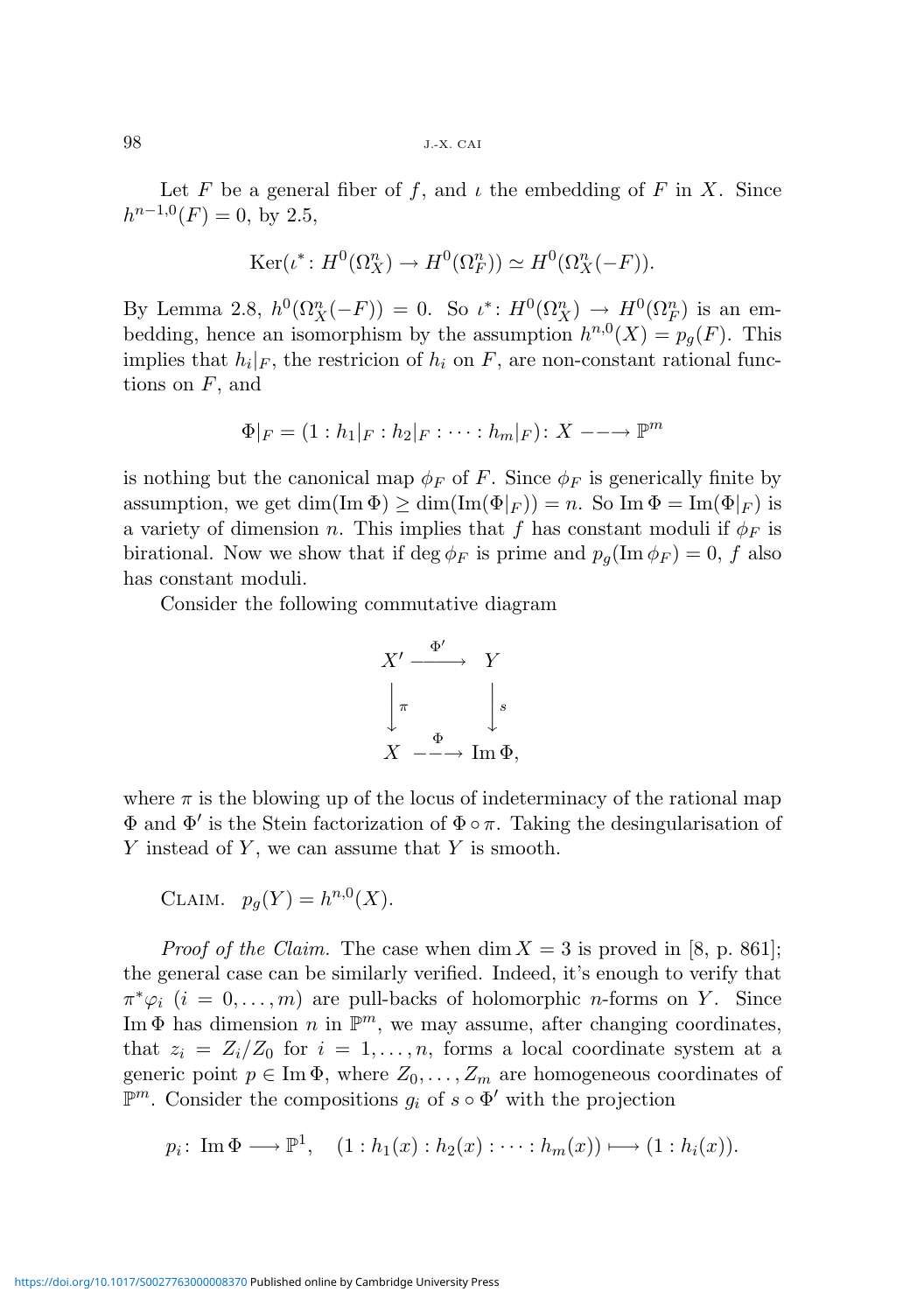Let $F$ be a general fiber of $f$, and $\iota$ the embedding of $F$ in $X$. Since $h^{n-1,0}(F) = 0$, by 2.5,

$$\operatorname{Ker}(\iota^*\colon H^0(\Omega_X^n) \to H^0(\Omega_F^n)) \simeq H^0(\Omega_X^n(-F)).$$

By Lemma 2.8, $h^0(\Omega_X^n(-F)) = 0$. So $\iota^*\colon H^0(\Omega_X^n) \to H^0(\Omega_F^n)$ is an embedding, hence an isomorphism by the assumption $h^{n,0}(X) = p_g(F)$. This implies that $h_i|_F$, the restricion of $h_i$ on $F$, are non-constant rational functions on $F$, and

$$\Phi|_F = (1 : h_1|_F : h_2|_F : \cdots : h_m|_F)\colon X \dashrightarrow \mathbb{P}^m$$

is nothing but the canonical map $\phi_F$ of $F$. Since $\phi_F$ is generically finite by assumption, we get $\dim(\operatorname{Im}\Phi) \geq \dim(\operatorname{Im}(\Phi|_F)) = n$. So $\operatorname{Im}\Phi = \operatorname{Im}(\Phi|_F)$ is a variety of dimension $n$. This implies that $f$ has constant moduli if $\phi_F$ is birational. Now we show that if $\deg \phi_F$ is prime and $p_g(\operatorname{Im}\phi_F) = 0$, $f$ also has constant moduli.

Consider the following commutative diagram

$$\begin{array}{ccc} X' & \xrightarrow{\Phi'} & Y \\ \Big\downarrow{\scriptstyle \pi} & & \Big\downarrow{\scriptstyle s} \\ X & \overset{\Phi}{\dashrightarrow} & \operatorname{Im}\Phi, \end{array}$$

where $\pi$ is the blowing up of the locus of indeterminacy of the rational map $\Phi$ and $\Phi'$ is the Stein factorization of $\Phi \circ \pi$. Taking the desingularisation of $Y$ instead of $Y$, we can assume that $Y$ is smooth.

Claim. $p_g(Y) = h^{n,0}(X)$.

*Proof of the Claim.* The case when $\dim X = 3$ is proved in [8, p. 861]; the general case can be similarly verified. Indeed, it's enough to verify that $\pi^*\varphi_i$ $(i = 0, \ldots, m)$ are pull-backs of holomorphic $n$-forms on $Y$. Since $\operatorname{Im}\Phi$ has dimension $n$ in $\mathbb{P}^m$, we may assume, after changing coordinates, that $z_i = Z_i/Z_0$ for $i = 1, \ldots, n$, forms a local coordinate system at a generic point $p \in \operatorname{Im}\Phi$, where $Z_0, \ldots, Z_m$ are homogeneous coordinates of $\mathbb{P}^m$. Consider the compositions $g_i$ of $s \circ \Phi'$ with the projection

$$p_i\colon \operatorname{Im}\Phi \longrightarrow \mathbb{P}^1, \quad (1 : h_1(x) : h_2(x) : \cdots : h_m(x)) \longmapsto (1 : h_i(x)).$$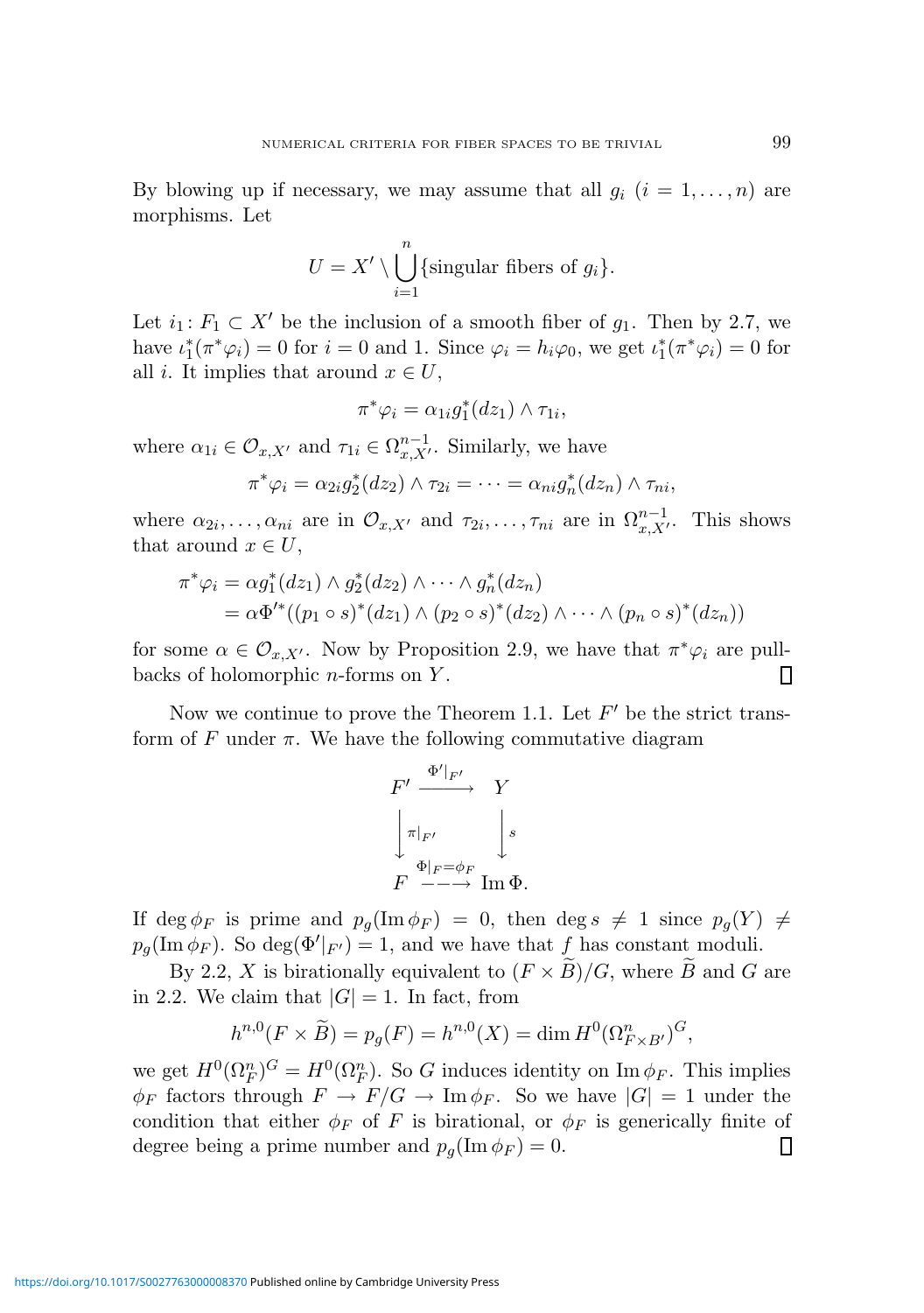By blowing up if necessary, we may assume that all $g_i$ ($i = 1, \dots, n$) are morphisms. Let

$$U = X' \setminus \bigcup_{i=1}^{n} \{\text{singular fibers of } g_i\}.$$

Let $i_1 \colon F_1 \subset X'$ be the inclusion of a smooth fiber of $g_1$. Then by 2.7, we have $\iota_1^*(\pi^*\varphi_i) = 0$ for $i = 0$ and 1. Since $\varphi_i = h_i\varphi_0$, we get $\iota_1^*(\pi^*\varphi_i) = 0$ for all $i$. It implies that around $x \in U$,

$$\pi^*\varphi_i = \alpha_{1i} g_1^*(dz_1) \wedge \tau_{1i},$$

where $\alpha_{1i} \in \mathcal{O}_{x,X'}$ and $\tau_{1i} \in \Omega^{n-1}_{x,X'}$. Similarly, we have

$$\pi^*\varphi_i = \alpha_{2i} g_2^*(dz_2) \wedge \tau_{2i} = \cdots = \alpha_{ni} g_n^*(dz_n) \wedge \tau_{ni},$$

where $\alpha_{2i}, \dots, \alpha_{ni}$ are in $\mathcal{O}_{x,X'}$ and $\tau_{2i}, \dots, \tau_{ni}$ are in $\Omega^{n-1}_{x,X'}$. This shows that around $x \in U$,

$$\begin{aligned}
\pi^*\varphi_i &= \alpha g_1^*(dz_1) \wedge g_2^*(dz_2) \wedge \cdots \wedge g_n^*(dz_n) \\
&= \alpha \Phi'^*((p_1 \circ s)^*(dz_1) \wedge (p_2 \circ s)^*(dz_2) \wedge \cdots \wedge (p_n \circ s)^*(dz_n))
\end{aligned}$$

for some $\alpha \in \mathcal{O}_{x,X'}$. Now by Proposition 2.9, we have that $\pi^*\varphi_i$ are pullbacks of holomorphic $n$-forms on $Y$. $\square$

Now we continue to prove the Theorem 1.1. Let $F'$ be the strict transform of $F$ under $\pi$. We have the following commutative diagram

$$\begin{array}{ccc}
F' & \xrightarrow{\Phi'|_{F'}} & Y \\
\big\downarrow {\scriptstyle \pi|_{F'}} & & \big\downarrow {\scriptstyle s} \\
F & \overset{\Phi|_F = \phi_F}{\dashrightarrow} & \operatorname{Im}\Phi.
\end{array}$$

If $\deg \phi_F$ is prime and $p_g(\operatorname{Im}\phi_F) = 0$, then $\deg s \neq 1$ since $p_g(Y) \neq p_g(\operatorname{Im}\phi_F)$. So $\deg(\Phi'|_{F'}) = 1$, and we have that $f$ has constant moduli.

By 2.2, $X$ is birationally equivalent to $(F \times \widetilde{B})/G$, where $\widetilde{B}$ and $G$ are in 2.2. We claim that $|G| = 1$. In fact, from

$$h^{n,0}(F \times \widetilde{B}) = p_g(F) = h^{n,0}(X) = \dim H^0(\Omega^n_{F \times B'})^G,$$

we get $H^0(\Omega^n_F)^G = H^0(\Omega^n_F)$. So $G$ induces identity on $\operatorname{Im}\phi_F$. This implies $\phi_F$ factors through $F \to F/G \to \operatorname{Im}\phi_F$. So we have $|G| = 1$ under the condition that either $\phi_F$ of $F$ is birational, or $\phi_F$ is generically finite of degree being a prime number and $p_g(\operatorname{Im}\phi_F) = 0$. $\square$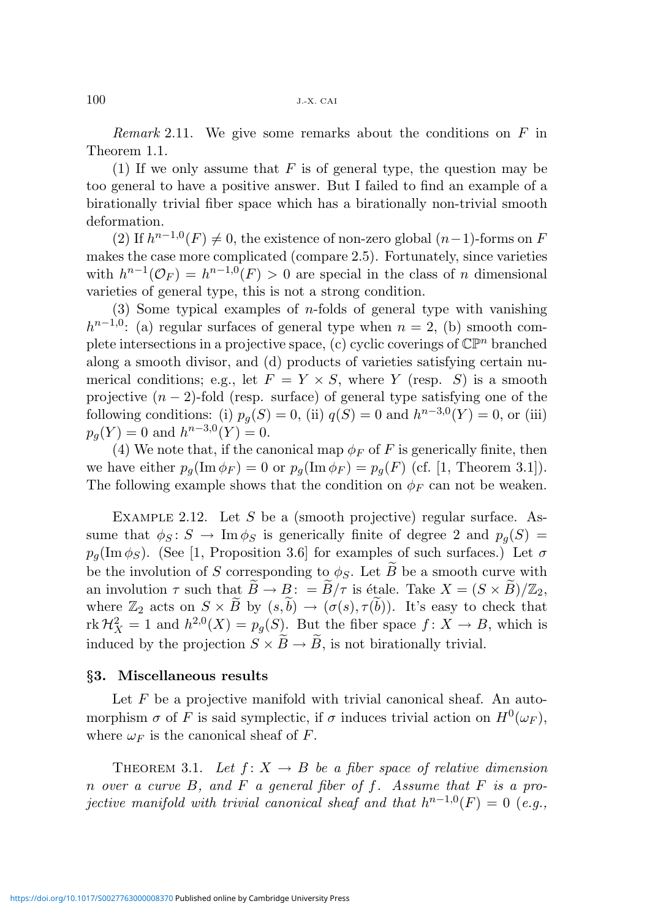*Remark* 2.11. We give some remarks about the conditions on $F$ in Theorem 1.1.

(1) If we only assume that $F$ is of general type, the question may be too general to have a positive answer. But I failed to find an example of a birationally trivial fiber space which has a birationally non-trivial smooth deformation.

(2) If $h^{n-1,0}(F) \neq 0$, the existence of non-zero global $(n-1)$-forms on $F$ makes the case more complicated (compare 2.5). Fortunately, since varieties with $h^{n-1}(\mathcal{O}_F) = h^{n-1,0}(F) > 0$ are special in the class of $n$ dimensional varieties of general type, this is not a strong condition.

(3) Some typical examples of $n$-folds of general type with vanishing $h^{n-1,0}$: (a) regular surfaces of general type when $n = 2$, (b) smooth complete intersections in a projective space, (c) cyclic coverings of $\mathbb{CP}^n$ branched along a smooth divisor, and (d) products of varieties satisfying certain numerical conditions; e.g., let $F = Y \times S$, where $Y$ (resp. $S$) is a smooth projective $(n-2)$-fold (resp. surface) of general type satisfying one of the following conditions: (i) $p_g(S) = 0$, (ii) $q(S) = 0$ and $h^{n-3,0}(Y) = 0$, or (iii) $p_g(Y) = 0$ and $h^{n-3,0}(Y) = 0$.

(4) We note that, if the canonical map $\phi_F$ of $F$ is generically finite, then we have either $p_g(\operatorname{Im}\phi_F) = 0$ or $p_g(\operatorname{Im}\phi_F) = p_g(F)$ (cf. [1, Theorem 3.1]). The following example shows that the condition on $\phi_F$ can not be weaken.

Example 2.12. Let $S$ be a (smooth projective) regular surface. Assume that $\phi_S \colon S \to \operatorname{Im}\phi_S$ is generically finite of degree 2 and $p_g(S) = p_g(\operatorname{Im}\phi_S)$. (See [1, Proposition 3.6] for examples of such surfaces.) Let $\sigma$ be the involution of $S$ corresponding to $\phi_S$. Let $\widetilde{B}$ be a smooth curve with an involution $\tau$ such that $\widetilde{B} \to B :=\widetilde{B}/\tau$ is étale. Take $X = (S \times \widetilde{B})/\mathbb{Z}_2$, where $\mathbb{Z}_2$ acts on $S \times \widetilde{B}$ by $(s, \tilde{b}) \to (\sigma(s), \tau(\tilde{b}))$. It's easy to check that $\operatorname{rk}\mathcal{H}^2_X = 1$ and $h^{2,0}(X) = p_g(S)$. But the fiber space $f \colon X \to B$, which is induced by the projection $S \times \widetilde{B} \to \widetilde{B}$, is not birationally trivial.

## §3. Miscellaneous results

Let $F$ be a projective manifold with trivial canonical sheaf. An automorphism $\sigma$ of $F$ is said symplectic, if $\sigma$ induces trivial action on $H^0(\omega_F)$, where $\omega_F$ is the canonical sheaf of $F$.

Theorem 3.1. *Let $f \colon X \to B$ be a fiber space of relative dimension $n$ over a curve $B$, and $F$ a general fiber of $f$. Assume that $F$ is a projective manifold with trivial canonical sheaf and that $h^{n-1,0}(F) = 0$ (e.g.,*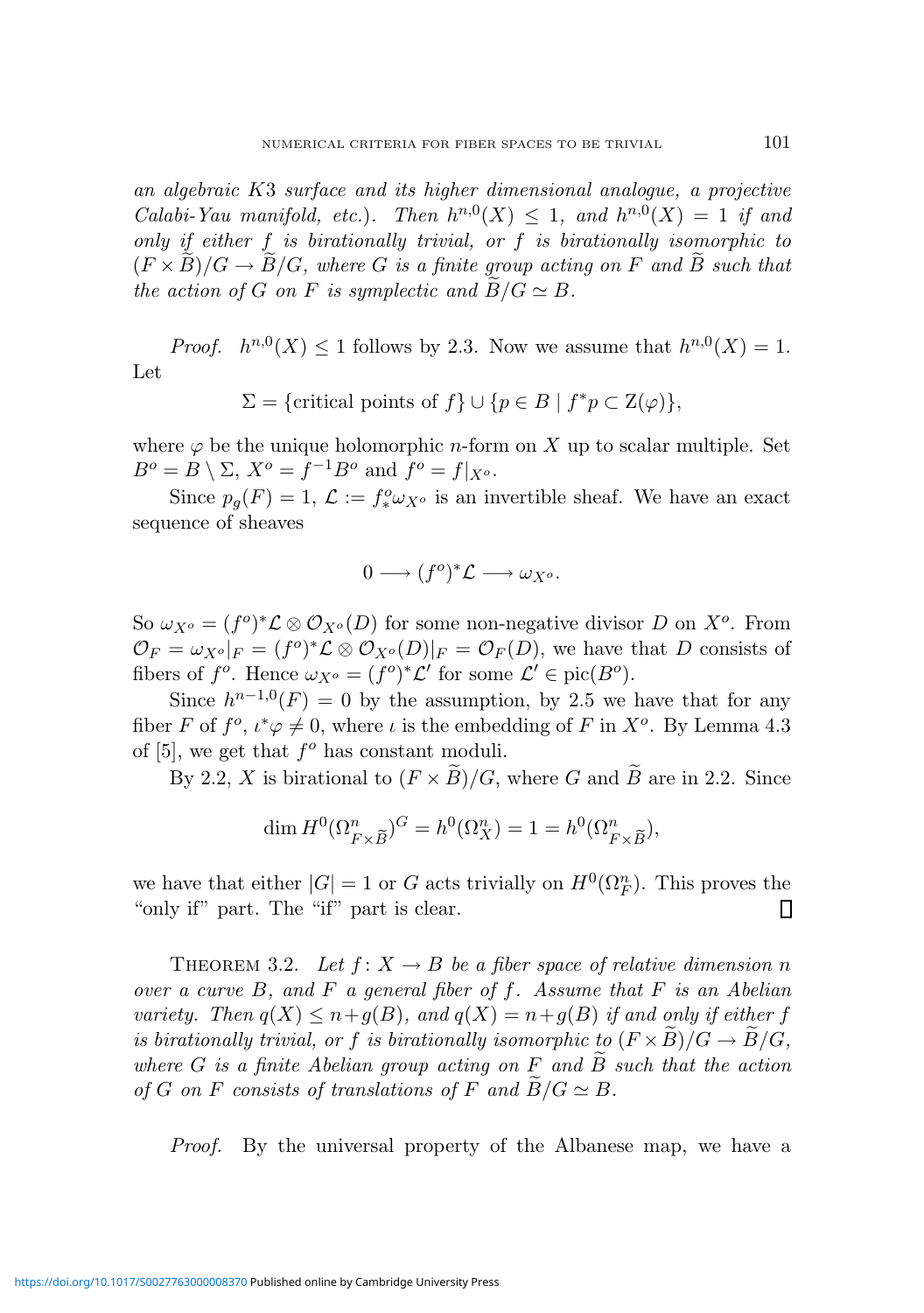*an algebraic K3 surface and its higher dimensional analogue, a projective Calabi-Yau manifold, etc.). Then $h^{n,0}(X) \leq 1$, and $h^{n,0}(X) = 1$ if and only if either $f$ is birationally trivial, or $f$ is birationally isomorphic to $(F \times \widetilde{B})/G \to \widetilde{B}/G$, where $G$ is a finite group acting on $F$ and $\widetilde{B}$ such that the action of $G$ on $F$ is symplectic and $\widetilde{B}/G \simeq B$.*

*Proof.* $h^{n,0}(X) \leq 1$ follows by 2.3. Now we assume that $h^{n,0}(X) = 1$. Let

$$\Sigma = \{\text{critical points of } f\} \cup \{p \in B \mid f^*p \subset \mathrm{Z}(\varphi)\},$$

where $\varphi$ be the unique holomorphic $n$-form on $X$ up to scalar multiple. Set $B^o = B \setminus \Sigma$, $X^o = f^{-1}B^o$ and $f^o = f|_{X^o}$.

Since $p_g(F) = 1$, $\mathcal{L} := f^o_*\omega_{X^o}$ is an invertible sheaf. We have an exact sequence of sheaves

$$0 \longrightarrow (f^o)^*\mathcal{L} \longrightarrow \omega_{X^o}.$$

So $\omega_{X^o} = (f^o)^*\mathcal{L} \otimes \mathcal{O}_{X^o}(D)$ for some non-negative divisor $D$ on $X^o$. From $\mathcal{O}_F = \omega_{X^o}|_F = (f^o)^*\mathcal{L} \otimes \mathcal{O}_{X^o}(D)|_F = \mathcal{O}_F(D)$, we have that $D$ consists of fibers of $f^o$. Hence $\omega_{X^o} = (f^o)^*\mathcal{L}'$ for some $\mathcal{L}' \in \mathrm{pic}(B^o)$.

Since $h^{n-1,0}(F) = 0$ by the assumption, by 2.5 we have that for any fiber $F$ of $f^o$, $\iota^*\varphi \neq 0$, where $\iota$ is the embedding of $F$ in $X^o$. By Lemma 4.3 of [5], we get that $f^o$ has constant moduli.

By 2.2, $X$ is birational to $(F \times \widetilde{B})/G$, where $G$ and $\widetilde{B}$ are in 2.2. Since

$$\dim H^0(\Omega^n_{F \times \widetilde{B}})^G = h^0(\Omega^n_X) = 1 = h^0(\Omega^n_{F \times \widetilde{B}}),$$

we have that either $|G| = 1$ or $G$ acts trivially on $H^0(\Omega^n_F)$. This proves the "only if" part. The "if" part is clear. $\square$

Theorem 3.2. *Let $f \colon X \to B$ be a fiber space of relative dimension $n$ over a curve $B$, and $F$ a general fiber of $f$. Assume that $F$ is an Abelian variety. Then $q(X) \leq n + g(B)$, and $q(X) = n + g(B)$ if and only if either $f$ is birationally trivial, or $f$ is birationally isomorphic to $(F \times \widetilde{B})/G \to \widetilde{B}/G$, where $G$ is a finite Abelian group acting on $F$ and $\widetilde{B}$ such that the action of $G$ on $F$ consists of translations of $F$ and $\widetilde{B}/G \simeq B$.*

*Proof.* By the universal property of the Albanese map, we have a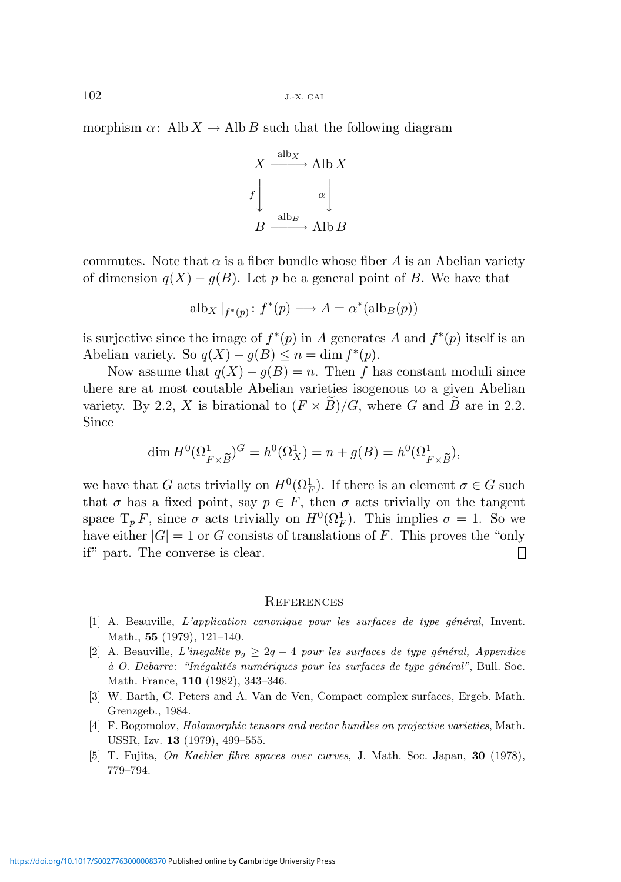morphism $\alpha\colon \operatorname{Alb} X \to \operatorname{Alb} B$ such that the following diagram

$$\begin{array}{ccc} X & \xrightarrow{\operatorname{alb}_X} & \operatorname{Alb} X \\ {\scriptstyle f}\big\downarrow & & \big\downarrow{\scriptstyle \alpha} \\ B & \xrightarrow{\operatorname{alb}_B} & \operatorname{Alb} B \end{array}$$

commutes. Note that $\alpha$ is a fiber bundle whose fiber $A$ is an Abelian variety of dimension $q(X) - g(B)$. Let $p$ be a general point of $B$. We have that

$$\operatorname{alb}_X|_{f^*(p)}\colon f^*(p) \longrightarrow A = \alpha^*(\operatorname{alb}_B(p))$$

is surjective since the image of $f^*(p)$ in $A$ generates $A$ and $f^*(p)$ itself is an Abelian variety. So $q(X) - g(B) \leq n = \dim f^*(p)$.

Now assume that $q(X) - g(B) = n$. Then $f$ has constant moduli since there are at most coutable Abelian varieties isogenous to a given Abelian variety. By 2.2, $X$ is birational to $(F \times \widetilde{B})/G$, where $G$ and $\widetilde{B}$ are in 2.2. Since

$$\dim H^0(\Omega^1_{F\times\widetilde{B}})^G = h^0(\Omega^1_X) = n + g(B) = h^0(\Omega^1_{F\times\widetilde{B}}),$$

we have that $G$ acts trivially on $H^0(\Omega^1_F)$. If there is an element $\sigma \in G$ such that $\sigma$ has a fixed point, say $p \in F$, then $\sigma$ acts trivially on the tangent space $\mathrm{T}_p F$, since $\sigma$ acts trivially on $H^0(\Omega^1_F)$. This implies $\sigma = 1$. So we have either $|G| = 1$ or $G$ consists of translations of $F$. This proves the "only if" part. The converse is clear. □

## References

[1] A. Beauville, *L'application canonique pour les surfaces de type général*, Invent. Math., **55** (1979), 121–140.

[2] A. Beauville, *L'inegalite $p_g \geq 2q - 4$ pour les surfaces de type général, Appendice à O. Debarre: "Inégalités numériques pour les surfaces de type général"*, Bull. Soc. Math. France, **110** (1982), 343–346.

[3] W. Barth, C. Peters and A. Van de Ven, Compact complex surfaces, Ergeb. Math. Grenzgeb., 1984.

[4] F. Bogomolov, *Holomorphic tensors and vector bundles on projective varieties*, Math. USSR, Izv. **13** (1979), 499–555.

[5] T. Fujita, *On Kaehler fibre spaces over curves*, J. Math. Soc. Japan, **30** (1978), 779–794.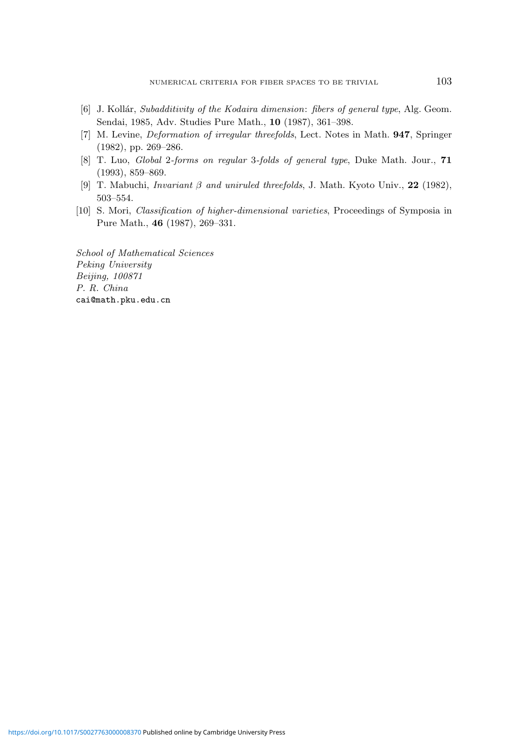[6] J. Kollár, *Subadditivity of the Kodaira dimension: fibers of general type*, Alg. Geom. Sendai, 1985, Adv. Studies Pure Math., **10** (1987), 361–398.

[7] M. Levine, *Deformation of irregular threefolds*, Lect. Notes in Math. **947**, Springer (1982), pp. 269–286.

[8] T. Luo, *Global* 2*-forms on regular* 3*-folds of general type*, Duke Math. Jour., **71** (1993), 859–869.

[9] T. Mabuchi, *Invariant* $\beta$ *and uniruled threefolds*, J. Math. Kyoto Univ., **22** (1982), 503–554.

[10] S. Mori, *Classification of higher-dimensional varieties*, Proceedings of Symposia in Pure Math., **46** (1987), 269–331.

*School of Mathematical Sciences*
*Peking University*
*Beijing, 100871*
*P. R. China*
cai@math.pku.edu.cn

https://doi.org/10.1017/S0027763000008370 Published online by Cambridge University Press